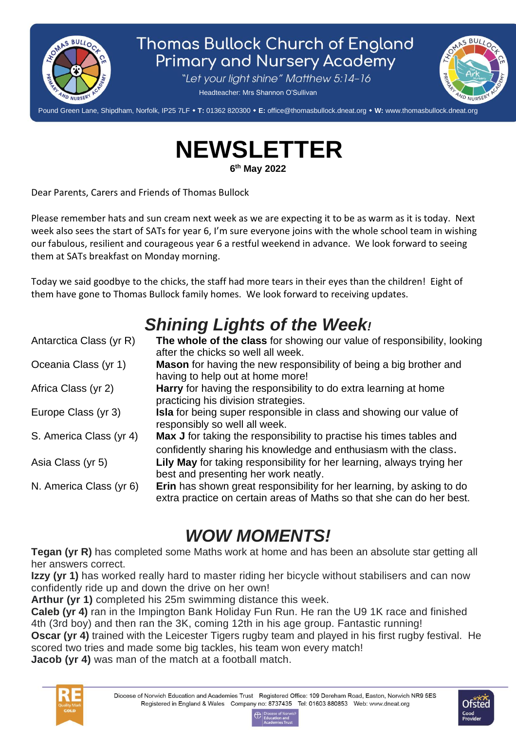# Thomas Bullock Church of England Primary and Nursery Academy

*"Let your light shine" Matthew 5:14-16*

Headteacher: Mrs Shannon O'Sullivan

Pound Green Lane, Shipdham, Norfolk, IP25 7LF • **T:** 01362 820300 • **E:** office@thomasbullock.dneat.org • **W:** www.thomasbullock.dneat.org

# NEWSLETTER

**6th May 2022**

Dear Parents, Carers and Friends of Thomas Bullock

Please remember hats and sun cream next week as we are expecting it to be as warm as it is today. Next week also sees the start of SATs for year 6, I'm sure everyone joins with the whole school team in wishing our fabulous, resilient and courageous year 6 a restful weekend in advance. We look forward to seeing them at SATs breakfast on Monday morning.

Today we said goodbye to the chicks, the staff had more tears in their eyes than the children! Eight of them have gone to Thomas Bullock family homes. We look forward to receiving updates.

## *Shining Lights of the Week!*

| Class | |
|---|---|
| Antarctica Class (yr R) | **The whole of the class** for showing our value of responsibility, looking after the chicks so well all week. |
| Oceania Class (yr 1) | **Mason** for having the new responsibility of being a big brother and having to help out at home more! |
| Africa Class (yr 2) | **Harry** for having the responsibility to do extra learning at home practicing his division strategies. |
| Europe Class (yr 3) | **Isla** for being super responsible in class and showing our value of responsibly so well all week. |
| S. America Class (yr 4) | **Max J** for taking the responsibility to practise his times tables and confidently sharing his knowledge and enthusiasm with the class. |
| Asia Class (yr 5) | **Lily May** for taking responsibility for her learning, always trying her best and presenting her work neatly. |
| N. America Class (yr 6) | **Erin** has shown great responsibility for her learning, by asking to do extra practice on certain areas of Maths so that she can do her best. |

## *WOW MOMENTS!*

**Tegan (yr R)** has completed some Maths work at home and has been an absolute star getting all her answers correct.
**Izzy (yr 1)** has worked really hard to master riding her bicycle without stabilisers and can now confidently ride up and down the drive on her own!
**Arthur (yr 1)** completed his 25m swimming distance this week.
**Caleb (yr 4)** ran in the Impington Bank Holiday Fun Run. He ran the U9 1K race and finished 4th (3rd boy) and then ran the 3K, coming 12th in his age group. Fantastic running!
**Oscar (yr 4)** trained with the Leicester Tigers rugby team and played in his first rugby festival. He scored two tries and made some big tackles, his team won every match!
**Jacob (yr 4)** was man of the match at a football match.

Diocese of Norwich Education and Academies Trust Registered Office: 109 Dereham Road, Easton, Norwich NR9 5ES
Registered in England & Wales Company no: 8737435 Tel: 01603 880853 Web: www.dneat.org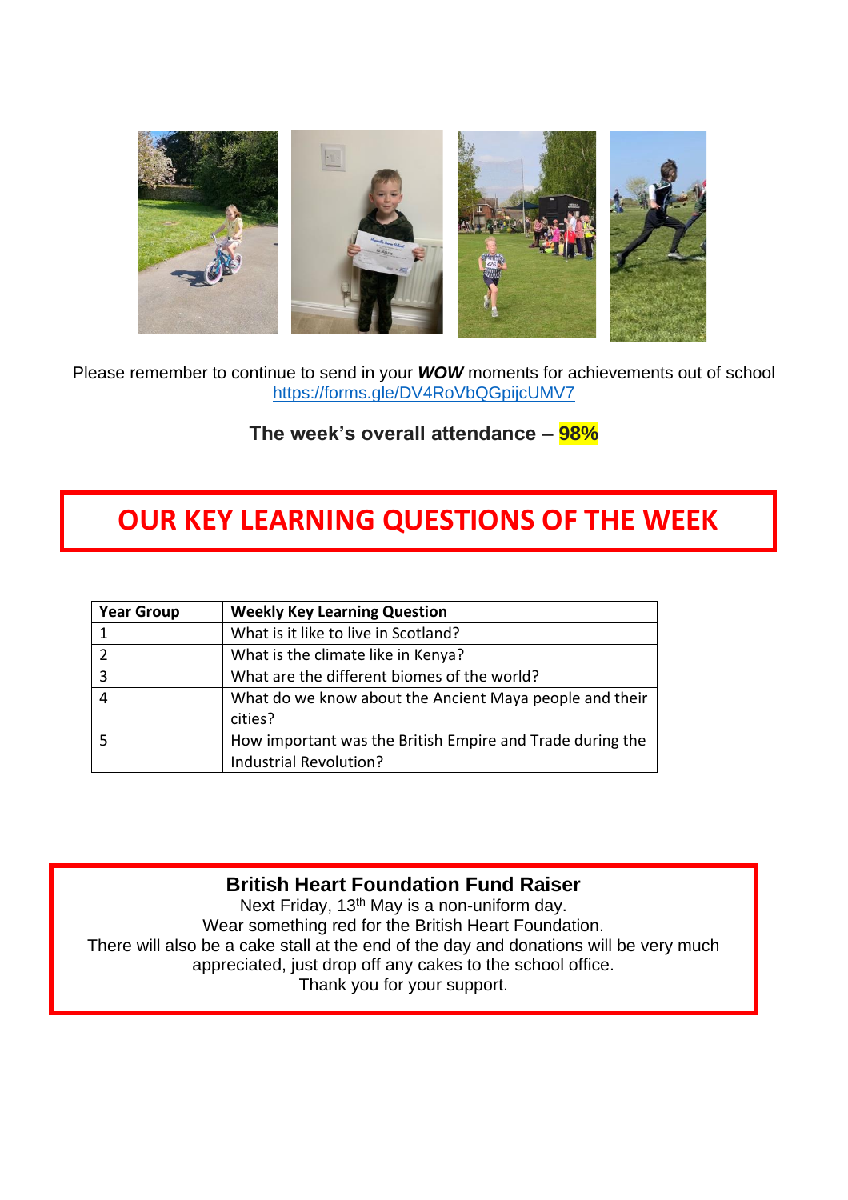Please remember to continue to send in your ***WOW*** moments for achievements out of school
https://forms.gle/DV4RoVbQGpijcUMV7

**The week's overall attendance – 98%**

# OUR KEY LEARNING QUESTIONS OF THE WEEK

| Year Group | Weekly Key Learning Question |
|---|---|
| 1 | What is it like to live in Scotland? |
| 2 | What is the climate like in Kenya? |
| 3 | What are the different biomes of the world? |
| 4 | What do we know about the Ancient Maya people and their cities? |
| 5 | How important was the British Empire and Trade during the Industrial Revolution? |

**British Heart Foundation Fund Raiser**

Next Friday, 13th May is a non-uniform day.
Wear something red for the British Heart Foundation.
There will also be a cake stall at the end of the day and donations will be very much appreciated, just drop off any cakes to the school office.
Thank you for your support.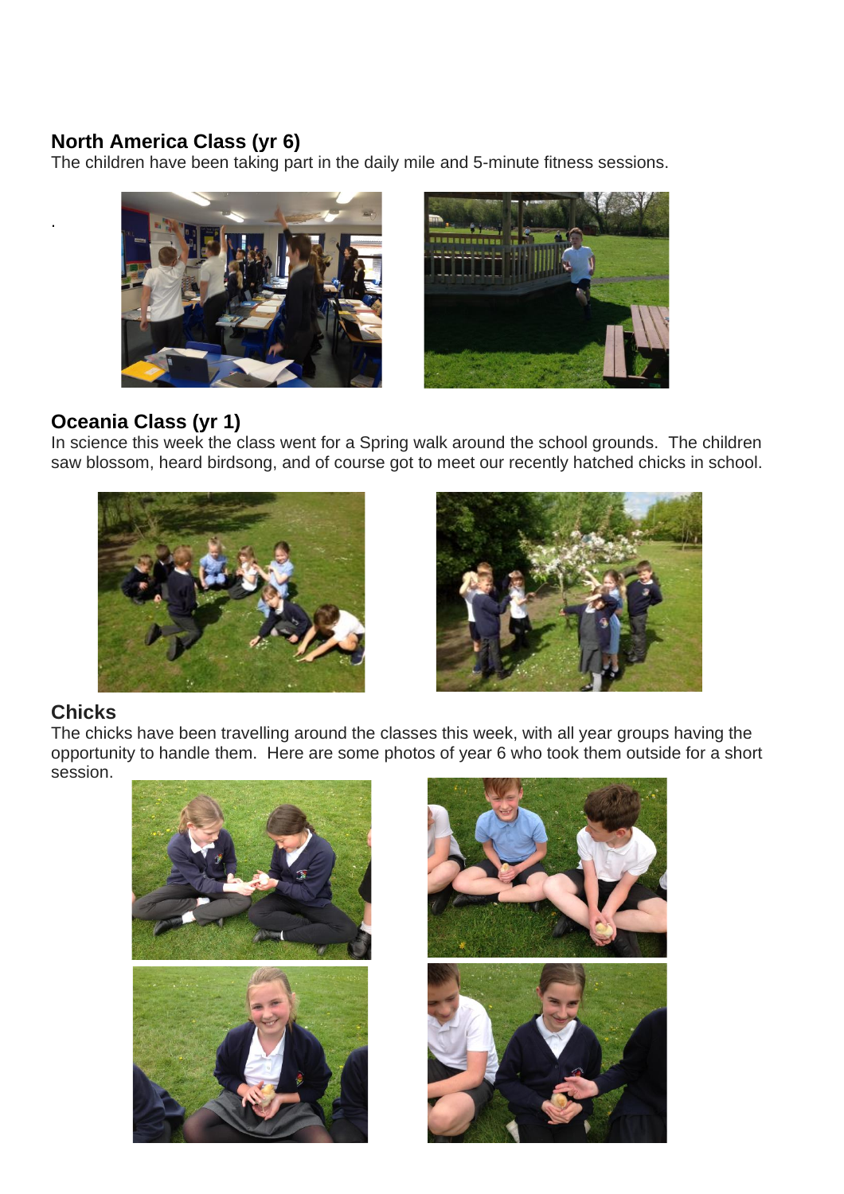## North America Class (yr 6)

The children have been taking part in the daily mile and 5-minute fitness sessions.

## Oceania Class (yr 1)

In science this week the class went for a Spring walk around the school grounds. The children saw blossom, heard birdsong, and of course got to meet our recently hatched chicks in school.

## Chicks

The chicks have been travelling around the classes this week, with all year groups having the opportunity to handle them. Here are some photos of year 6 who took them outside for a short session.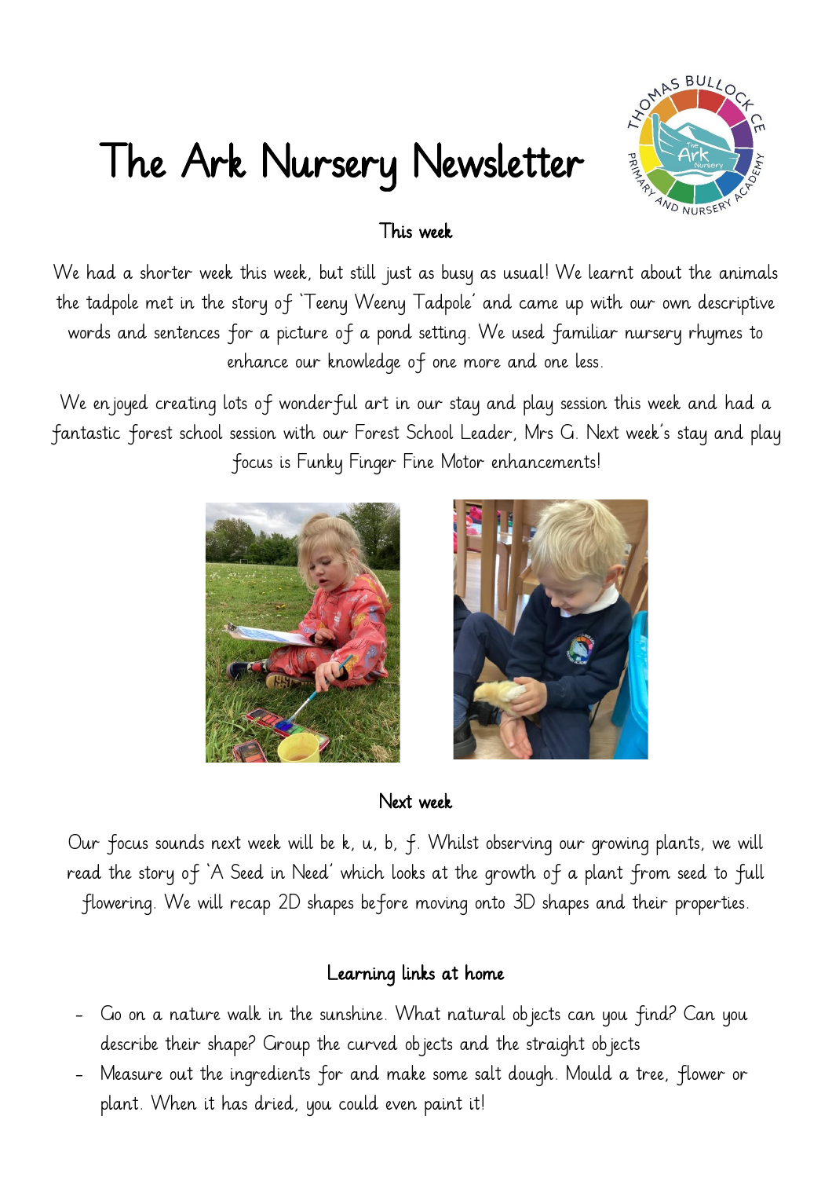# The Ark Nursery Newsletter

## This week

We had a shorter week this week, but still just as busy as usual! We learnt about the animals the tadpole met in the story of 'Teeny Weeny Tadpole' and came up with our own descriptive words and sentences for a picture of a pond setting. We used familiar nursery rhymes to enhance our knowledge of one more and one less.

We enjoyed creating lots of wonderful art in our stay and play session this week and had a fantastic forest school session with our Forest School Leader, Mrs G. Next week's stay and play focus is Funky Finger Fine Motor enhancements!

## Next week

Our focus sounds next week will be k, u, b, f. Whilst observing our growing plants, we will read the story of 'A Seed in Need' which looks at the growth of a plant from seed to full flowering. We will recap 2D shapes before moving onto 3D shapes and their properties.

## Learning links at home

- Go on a nature walk in the sunshine. What natural objects can you find? Can you describe their shape? Group the curved objects and the straight objects
- Measure out the ingredients for and make some salt dough. Mould a tree, flower or plant. When it has dried, you could even paint it!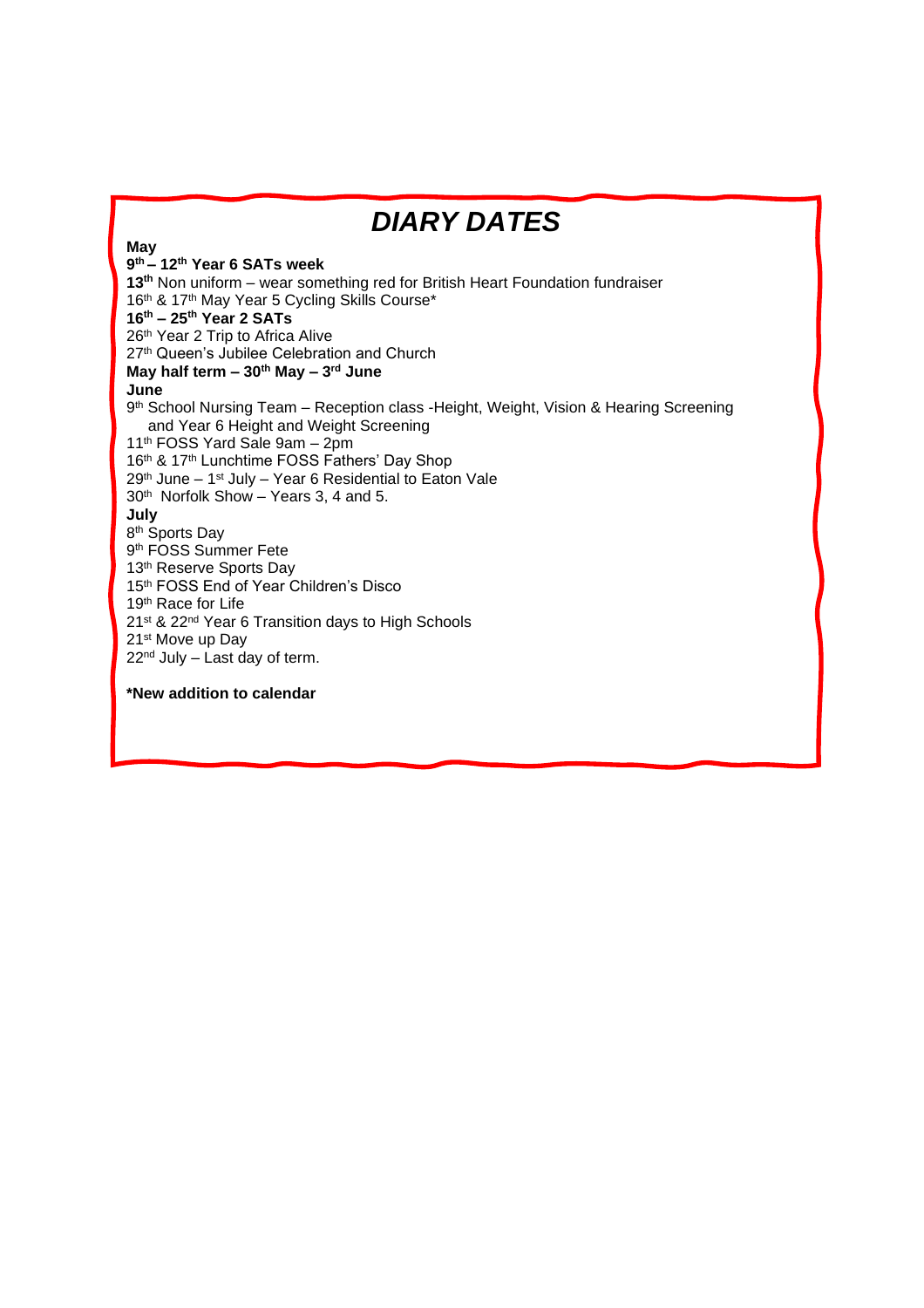# *DIARY DATES*

**May**

**9th – 12th Year 6 SATs week**

**13th** Non uniform – wear something red for British Heart Foundation fundraiser

16th & 17th May Year 5 Cycling Skills Course*

**16th – 25th Year 2 SATs**

26th Year 2 Trip to Africa Alive

27th Queen's Jubilee Celebration and Church

**May half term – 30th May – 3rd June**

**June**

9th School Nursing Team – Reception class -Height, Weight, Vision & Hearing Screening and Year 6 Height and Weight Screening

11th FOSS Yard Sale 9am – 2pm

16th & 17th Lunchtime FOSS Fathers' Day Shop

29th June – 1st July – Year 6 Residential to Eaton Vale

30th Norfolk Show – Years 3, 4 and 5.

**July**

8th Sports Day

9th FOSS Summer Fete

13th Reserve Sports Day

15th FOSS End of Year Children's Disco

19th Race for Life

21st & 22nd Year 6 Transition days to High Schools

21st Move up Day

22nd July – Last day of term.

***New addition to calendar**